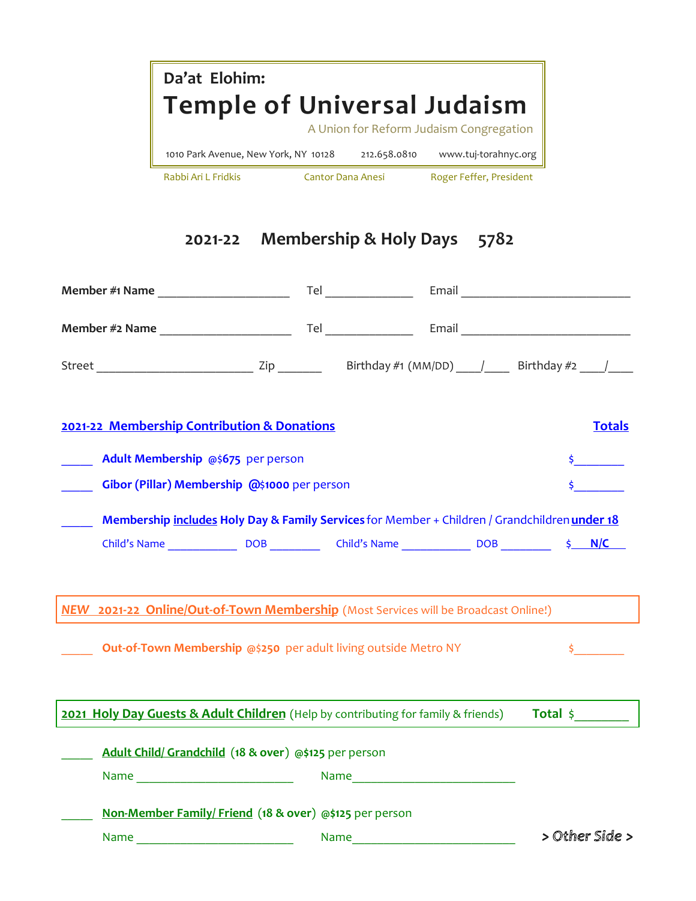**Da'at Elohim:**

# Temple of Universal Judaism

A Union for Reform Judaism Congregation

1010 Park Avenue, New York, NY 10128 212.658.0810 www.tuj-torahnyc.org

Rabbi Ari L Fridkis Cantor Dana Anesi Roger Feffer, President

## 2021-22 Membership & Holy Days 5782

**Member #1 Name** ____________________ Tel _____________ Email _________________________

**Member #2 Name** ____________________ Tel _____________ Email _________________________

Street _______________________ Zip _______ Birthday #1 (MM/DD) ____/____ Birthday #2 ____/____

### 2021-22 Membership Contribution & Donations — Totals

_____ **Adult Membership @$675** per person $________

_____ **Gibor (Pillar) Membership @$1000** per person $________

_____ **Membership includes Holy Day & Family Services** for Member + Children / Grandchildren **under 18**

Child's Name ___________ DOB ________ Child's Name ___________ DOB ________ $ **N/C**

### *NEW* 2021-22 Online/Out-of-Town Membership (Most Services will be Broadcast Online!)

_____ **Out-of-Town Membership @$250** per adult living outside Metro NY $________

### 2021 Holy Day Guests & Adult Children (Help by contributing for family & friends) **Total** $________

_____ **Adult Child/ Grandchild (18 & over) @$125** per person

Name _______________________ Name _______________________

_____ **Non-Member Family/ Friend (18 & over) @$125** per person

Name _______________________ Name _______________________

*> Other Side >*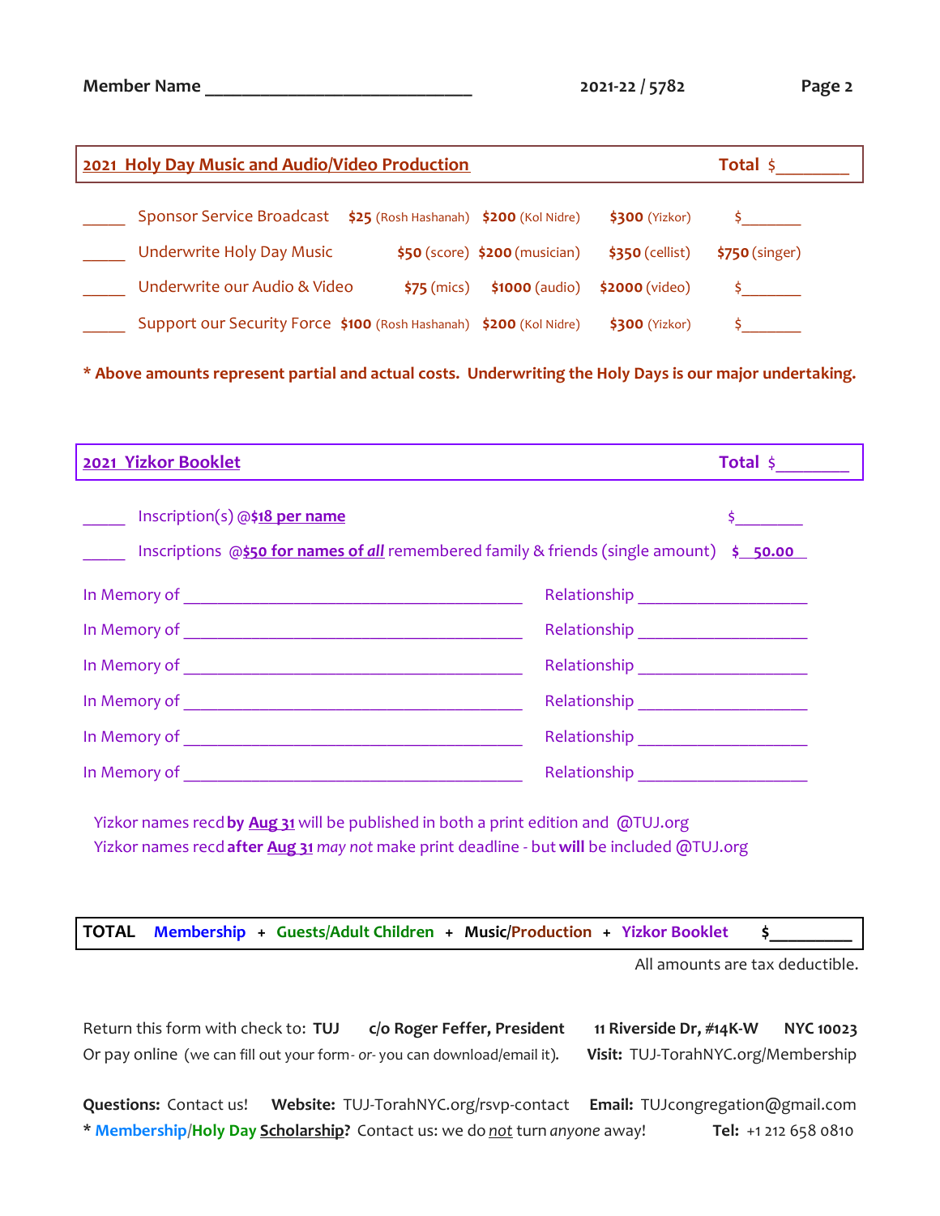Member Name ____________________________ 2021-22 / 5782

## 2021 Holy Day Music and Audio/Video Production — Total $________

| | | | | | |
|---|---|---|---|---|---|
| _____ | Sponsor Service Broadcast | **$25** (Rosh Hashanah) | **$200** (Kol Nidre) | **$300** (Yizkor) | $_______ |
| _____ | Underwrite Holy Day Music | **$50** (score) | **$200** (musician) | **$350** (cellist) | **$750** (singer) |
| _____ | Underwrite our Audio & Video | **$75** (mics) | **$1000** (audio) | **$2000** (video) | $_______ |
| _____ | Support our Security Force | **$100** (Rosh Hashanah) | **$200** (Kol Nidre) | **$300** (Yizkor) | $_______ |

**\* Above amounts represent partial and actual costs. Underwriting the Holy Days is our major undertaking.**

## 2021 Yizkor Booklet — Total $________

_____ Inscription(s) @**$18 per name** $________

_____ Inscriptions @**$50 for names of *all*** remembered family & friends (single amount) $ 50.00

In Memory of ________________________________ Relationship ________________

In Memory of ________________________________ Relationship ________________

In Memory of ________________________________ Relationship ________________

In Memory of ________________________________ Relationship ________________

In Memory of ________________________________ Relationship ________________

In Memory of ________________________________ Relationship ________________

Yizkor names recd **by Aug 31** will be published in both a print edition and @TUJ.org
Yizkor names recd **after Aug 31** *may not* make print deadline - but **will** be included @TUJ.org

**TOTAL** Membership + Guests/Adult Children + Music/Production + Yizkor Booklet $_________

All amounts are tax deductible.

Return this form with check to: **TUJ c/o Roger Feffer, President 11 Riverside Dr, #14K-W NYC 10023**
Or pay online (we can fill out your form - or - you can download/email it). **Visit:** TUJ-TorahNYC.org/Membership

**Questions:** Contact us! **Website:** TUJ-TorahNYC.org/rsvp-contact **Email:** TUJcongregation@gmail.com
\* Membership/Holy Day Scholarship? Contact us: we do *not* turn *anyone* away! **Tel:** +1 212 658 0810